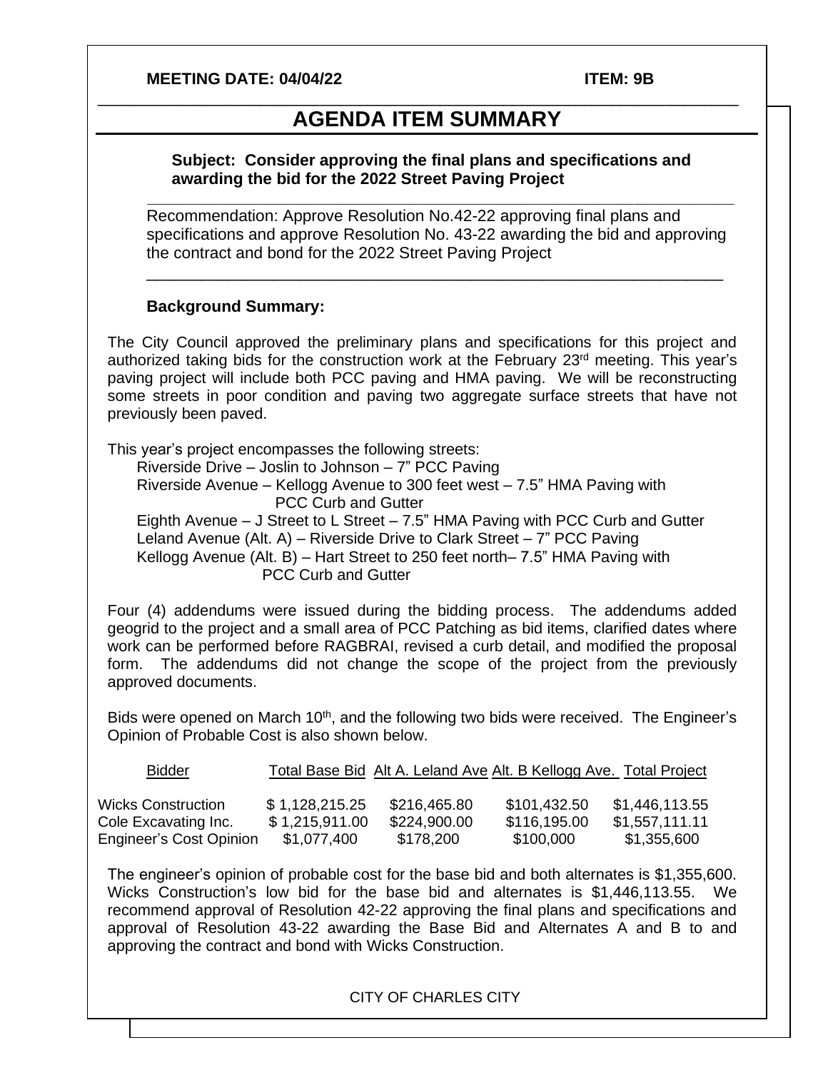**MEETING DATE: 04/04/22** **ITEM: 9B**

# AGENDA ITEM SUMMARY

**Subject: Consider approving the final plans and specifications and awarding the bid for the 2022 Street Paving Project**

Recommendation: Approve Resolution No.42-22 approving final plans and specifications and approve Resolution No. 43-22 awarding the bid and approving the contract and bond for the 2022 Street Paving Project

**Background Summary:**

The City Council approved the preliminary plans and specifications for this project and authorized taking bids for the construction work at the February 23rd meeting. This year's paving project will include both PCC paving and HMA paving. We will be reconstructing some streets in poor condition and paving two aggregate surface streets that have not previously been paved.

This year's project encompasses the following streets:

- Riverside Drive – Joslin to Johnson – 7" PCC Paving
- Riverside Avenue – Kellogg Avenue to 300 feet west – 7.5" HMA Paving with PCC Curb and Gutter
- Eighth Avenue – J Street to L Street – 7.5" HMA Paving with PCC Curb and Gutter
- Leland Avenue (Alt. A) – Riverside Drive to Clark Street – 7" PCC Paving
- Kellogg Avenue (Alt. B) – Hart Street to 250 feet north– 7.5" HMA Paving with PCC Curb and Gutter

Four (4) addendums were issued during the bidding process. The addendums added geogrid to the project and a small area of PCC Patching as bid items, clarified dates where work can be performed before RAGBRAI, revised a curb detail, and modified the proposal form. The addendums did not change the scope of the project from the previously approved documents.

Bids were opened on March 10th, and the following two bids were received. The Engineer's Opinion of Probable Cost is also shown below.

| Bidder | Total Base Bid | Alt A. Leland Ave | Alt. B Kellogg Ave. | Total Project |
|---|---|---|---|---|
| Wicks Construction | $ 1,128,215.25 | $216,465.80 | $101,432.50 | $1,446,113.55 |
| Cole Excavating Inc. | $ 1,215,911.00 | $224,900.00 | $116,195.00 | $1,557,111.11 |
| Engineer's Cost Opinion | $1,077,400 | $178,200 | $100,000 | $1,355,600 |

The engineer's opinion of probable cost for the base bid and both alternates is $1,355,600. Wicks Construction's low bid for the base bid and alternates is $1,446,113.55. We recommend approval of Resolution 42-22 approving the final plans and specifications and approval of Resolution 43-22 awarding the Base Bid and Alternates A and B to and approving the contract and bond with Wicks Construction.

CITY OF CHARLES CITY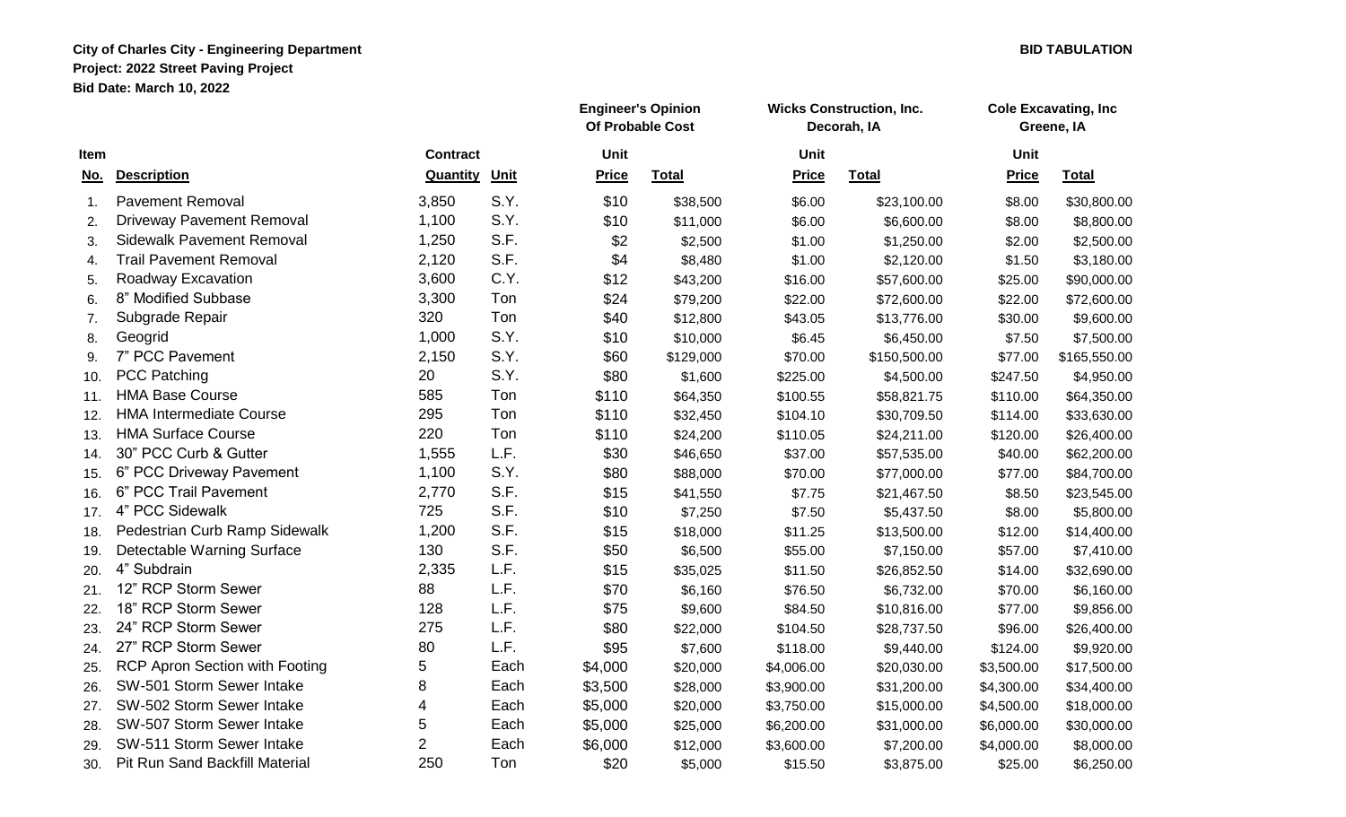**City of Charles City - Engineering Department**

**Project: 2022 Street Paving Project**

**Bid Date: March 10, 2022**

**BID TABULATION**

| | | | | Engineer's Opinion Of Probable Cost | | Wicks Construction, Inc. Decorah, IA | | Cole Excavating, Inc Greene, IA | |
|---|---|---|---|---|---|---|---|---|---|
| Item No. | Description | Contract Quantity | Unit | Unit Price | Total | Unit Price | Total | Unit Price | Total |
| 1. | Pavement Removal | 3,850 | S.Y. | $10 | $38,500 | $6.00 | $23,100.00 | $8.00 | $30,800.00 |
| 2. | Driveway Pavement Removal | 1,100 | S.Y. | $10 | $11,000 | $6.00 | $6,600.00 | $8.00 | $8,800.00 |
| 3. | Sidewalk Pavement Removal | 1,250 | S.F. | $2 | $2,500 | $1.00 | $1,250.00 | $2.00 | $2,500.00 |
| 4. | Trail Pavement Removal | 2,120 | S.F. | $4 | $8,480 | $1.00 | $2,120.00 | $1.50 | $3,180.00 |
| 5. | Roadway Excavation | 3,600 | C.Y. | $12 | $43,200 | $16.00 | $57,600.00 | $25.00 | $90,000.00 |
| 6. | 8" Modified Subbase | 3,300 | Ton | $24 | $79,200 | $22.00 | $72,600.00 | $22.00 | $72,600.00 |
| 7. | Subgrade Repair | 320 | Ton | $40 | $12,800 | $43.05 | $13,776.00 | $30.00 | $9,600.00 |
| 8. | Geogrid | 1,000 | S.Y. | $10 | $10,000 | $6.45 | $6,450.00 | $7.50 | $7,500.00 |
| 9. | 7" PCC Pavement | 2,150 | S.Y. | $60 | $129,000 | $70.00 | $150,500.00 | $77.00 | $165,550.00 |
| 10. | PCC Patching | 20 | S.Y. | $80 | $1,600 | $225.00 | $4,500.00 | $247.50 | $4,950.00 |
| 11. | HMA Base Course | 585 | Ton | $110 | $64,350 | $100.55 | $58,821.75 | $110.00 | $64,350.00 |
| 12. | HMA Intermediate Course | 295 | Ton | $110 | $32,450 | $104.10 | $30,709.50 | $114.00 | $33,630.00 |
| 13. | HMA Surface Course | 220 | Ton | $110 | $24,200 | $110.05 | $24,211.00 | $120.00 | $26,400.00 |
| 14. | 30" PCC Curb & Gutter | 1,555 | L.F. | $30 | $46,650 | $37.00 | $57,535.00 | $40.00 | $62,200.00 |
| 15. | 6" PCC Driveway Pavement | 1,100 | S.Y. | $80 | $88,000 | $70.00 | $77,000.00 | $77.00 | $84,700.00 |
| 16. | 6" PCC Trail Pavement | 2,770 | S.F. | $15 | $41,550 | $7.75 | $21,467.50 | $8.50 | $23,545.00 |
| 17. | 4" PCC Sidewalk | 725 | S.F. | $10 | $7,250 | $7.50 | $5,437.50 | $8.00 | $5,800.00 |
| 18. | Pedestrian Curb Ramp Sidewalk | 1,200 | S.F. | $15 | $18,000 | $11.25 | $13,500.00 | $12.00 | $14,400.00 |
| 19. | Detectable Warning Surface | 130 | S.F. | $50 | $6,500 | $55.00 | $7,150.00 | $57.00 | $7,410.00 |
| 20. | 4" Subdrain | 2,335 | L.F. | $15 | $35,025 | $11.50 | $26,852.50 | $14.00 | $32,690.00 |
| 21. | 12" RCP Storm Sewer | 88 | L.F. | $70 | $6,160 | $76.50 | $6,732.00 | $70.00 | $6,160.00 |
| 22. | 18" RCP Storm Sewer | 128 | L.F. | $75 | $9,600 | $84.50 | $10,816.00 | $77.00 | $9,856.00 |
| 23. | 24" RCP Storm Sewer | 275 | L.F. | $80 | $22,000 | $104.50 | $28,737.50 | $96.00 | $26,400.00 |
| 24. | 27" RCP Storm Sewer | 80 | L.F. | $95 | $7,600 | $118.00 | $9,440.00 | $124.00 | $9,920.00 |
| 25. | RCP Apron Section with Footing | 5 | Each | $4,000 | $20,000 | $4,006.00 | $20,030.00 | $3,500.00 | $17,500.00 |
| 26. | SW-501 Storm Sewer Intake | 8 | Each | $3,500 | $28,000 | $3,900.00 | $31,200.00 | $4,300.00 | $34,400.00 |
| 27. | SW-502 Storm Sewer Intake | 4 | Each | $5,000 | $20,000 | $3,750.00 | $15,000.00 | $4,500.00 | $18,000.00 |
| 28. | SW-507 Storm Sewer Intake | 5 | Each | $5,000 | $25,000 | $6,200.00 | $31,000.00 | $6,000.00 | $30,000.00 |
| 29. | SW-511 Storm Sewer Intake | 2 | Each | $6,000 | $12,000 | $3,600.00 | $7,200.00 | $4,000.00 | $8,000.00 |
| 30. | Pit Run Sand Backfill Material | 250 | Ton | $20 | $5,000 | $15.50 | $3,875.00 | $25.00 | $6,250.00 |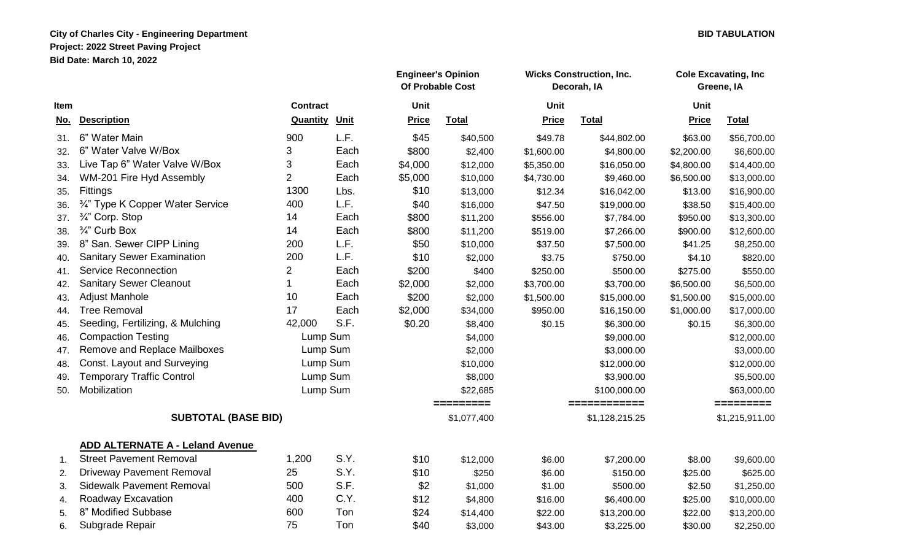**City of Charles City - Engineering Department**
**Project: 2022 Street Paving Project**
**Bid Date: March 10, 2022**

**BID TABULATION**

| | | | | Engineer's Opinion Of Probable Cost | | Wicks Construction, Inc. Decorah, IA | | Cole Excavating, Inc Greene, IA | |
|---|---|---|---|---|---|---|---|---|---|
| Item No. | Description | Contract Quantity | Unit | Unit Price | Total | Unit Price | Total | Unit Price | Total |
| 31. | 6" Water Main | 900 | L.F. | $45 | $40,500 | $49.78 | $44,802.00 | $63.00 | $56,700.00 |
| 32. | 6" Water Valve W/Box | 3 | Each | $800 | $2,400 | $1,600.00 | $4,800.00 | $2,200.00 | $6,600.00 |
| 33. | Live Tap 6" Water Valve W/Box | 3 | Each | $4,000 | $12,000 | $5,350.00 | $16,050.00 | $4,800.00 | $14,400.00 |
| 34. | WM-201 Fire Hyd Assembly | 2 | Each | $5,000 | $10,000 | $4,730.00 | $9,460.00 | $6,500.00 | $13,000.00 |
| 35. | Fittings | 1300 | Lbs. | $10 | $13,000 | $12.34 | $16,042.00 | $13.00 | $16,900.00 |
| 36. | ¾" Type K Copper Water Service | 400 | L.F. | $40 | $16,000 | $47.50 | $19,000.00 | $38.50 | $15,400.00 |
| 37. | ¾" Corp. Stop | 14 | Each | $800 | $11,200 | $556.00 | $7,784.00 | $950.00 | $13,300.00 |
| 38. | ¾" Curb Box | 14 | Each | $800 | $11,200 | $519.00 | $7,266.00 | $900.00 | $12,600.00 |
| 39. | 8" San. Sewer CIPP Lining | 200 | L.F. | $50 | $10,000 | $37.50 | $7,500.00 | $41.25 | $8,250.00 |
| 40. | Sanitary Sewer Examination | 200 | L.F. | $10 | $2,000 | $3.75 | $750.00 | $4.10 | $820.00 |
| 41. | Service Reconnection | 2 | Each | $200 | $400 | $250.00 | $500.00 | $275.00 | $550.00 |
| 42. | Sanitary Sewer Cleanout | 1 | Each | $2,000 | $2,000 | $3,700.00 | $3,700.00 | $6,500.00 | $6,500.00 |
| 43. | Adjust Manhole | 10 | Each | $200 | $2,000 | $1,500.00 | $15,000.00 | $1,500.00 | $15,000.00 |
| 44. | Tree Removal | 17 | Each | $2,000 | $34,000 | $950.00 | $16,150.00 | $1,000.00 | $17,000.00 |
| 45. | Seeding, Fertilizing, & Mulching | 42,000 | S.F. | $0.20 | $8,400 | $0.15 | $6,300.00 | $0.15 | $6,300.00 |
| 46. | Compaction Testing | Lump Sum | | | $4,000 | | $9,000.00 | | $12,000.00 |
| 47. | Remove and Replace Mailboxes | Lump Sum | | | $2,000 | | $3,000.00 | | $3,000.00 |
| 48. | Const. Layout and Surveying | Lump Sum | | | $10,000 | | $12,000.00 | | $12,000.00 |
| 49. | Temporary Traffic Control | Lump Sum | | | $8,000 | | $3,900.00 | | $5,500.00 |
| 50. | Mobilization | Lump Sum | | | $22,685 | | $100,000.00 | | $63,000.00 |
| | **SUBTOTAL (BASE BID)** | | | | $1,077,400 | | $1,128,215.25 | | $1,215,911.00 |
| | **ADD ALTERNATE A - Leland Avenue** | | | | | | | | |
| 1. | Street Pavement Removal | 1,200 | S.Y. | $10 | $12,000 | $6.00 | $7,200.00 | $8.00 | $9,600.00 |
| 2. | Driveway Pavement Removal | 25 | S.Y. | $10 | $250 | $6.00 | $150.00 | $25.00 | $625.00 |
| 3. | Sidewalk Pavement Removal | 500 | S.F. | $2 | $1,000 | $1.00 | $500.00 | $2.50 | $1,250.00 |
| 4. | Roadway Excavation | 400 | C.Y. | $12 | $4,800 | $16.00 | $6,400.00 | $25.00 | $10,000.00 |
| 5. | 8" Modified Subbase | 600 | Ton | $24 | $14,400 | $22.00 | $13,200.00 | $22.00 | $13,200.00 |
| 6. | Subgrade Repair | 75 | Ton | $40 | $3,000 | $43.00 | $3,225.00 | $30.00 | $2,250.00 |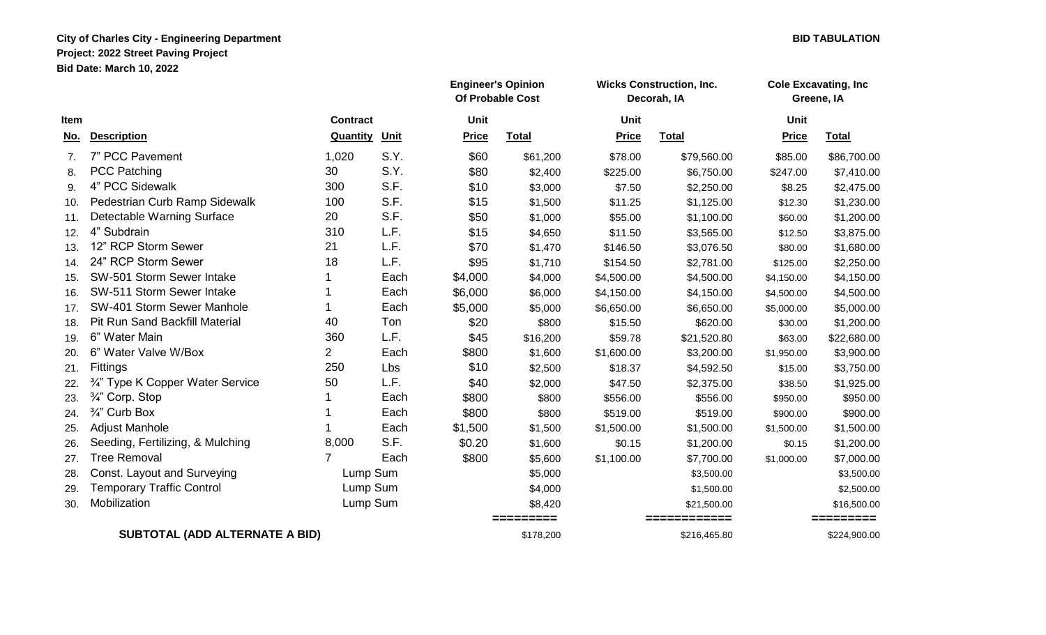**City of Charles City - Engineering Department**

**Project: 2022 Street Paving Project**

**Bid Date: March 10, 2022**

**BID TABULATION**

| Item | | Contract | | Engineer's Opinion Of Probable Cost | | Wicks Construction, Inc. Decorah, IA | | Cole Excavating, Inc Greene, IA | |
|---|---|---|---|---|---|---|---|---|---|
| No. | Description | Quantity | Unit | Unit Price | Total | Unit Price | Total | Unit Price | Total |
| 7. | 7" PCC Pavement | 1,020 | S.Y. | $60 | $61,200 | $78.00 | $79,560.00 | $85.00 | $86,700.00 |
| 8. | PCC Patching | 30 | S.Y. | $80 | $2,400 | $225.00 | $6,750.00 | $247.00 | $7,410.00 |
| 9. | 4" PCC Sidewalk | 300 | S.F. | $10 | $3,000 | $7.50 | $2,250.00 | $8.25 | $2,475.00 |
| 10. | Pedestrian Curb Ramp Sidewalk | 100 | S.F. | $15 | $1,500 | $11.25 | $1,125.00 | $12.30 | $1,230.00 |
| 11. | Detectable Warning Surface | 20 | S.F. | $50 | $1,000 | $55.00 | $1,100.00 | $60.00 | $1,200.00 |
| 12. | 4" Subdrain | 310 | L.F. | $15 | $4,650 | $11.50 | $3,565.00 | $12.50 | $3,875.00 |
| 13. | 12" RCP Storm Sewer | 21 | L.F. | $70 | $1,470 | $146.50 | $3,076.50 | $80.00 | $1,680.00 |
| 14. | 24" RCP Storm Sewer | 18 | L.F. | $95 | $1,710 | $154.50 | $2,781.00 | $125.00 | $2,250.00 |
| 15. | SW-501 Storm Sewer Intake | 1 | Each | $4,000 | $4,000 | $4,500.00 | $4,500.00 | $4,150.00 | $4,150.00 |
| 16. | SW-511 Storm Sewer Intake | 1 | Each | $6,000 | $6,000 | $4,150.00 | $4,150.00 | $4,500.00 | $4,500.00 |
| 17. | SW-401 Storm Sewer Manhole | 1 | Each | $5,000 | $5,000 | $6,650.00 | $6,650.00 | $5,000.00 | $5,000.00 |
| 18. | Pit Run Sand Backfill Material | 40 | Ton | $20 | $800 | $15.50 | $620.00 | $30.00 | $1,200.00 |
| 19. | 6" Water Main | 360 | L.F. | $45 | $16,200 | $59.78 | $21,520.80 | $63.00 | $22,680.00 |
| 20. | 6" Water Valve W/Box | 2 | Each | $800 | $1,600 | $1,600.00 | $3,200.00 | $1,950.00 | $3,900.00 |
| 21. | Fittings | 250 | Lbs | $10 | $2,500 | $18.37 | $4,592.50 | $15.00 | $3,750.00 |
| 22. | ¾" Type K Copper Water Service | 50 | L.F. | $40 | $2,000 | $47.50 | $2,375.00 | $38.50 | $1,925.00 |
| 23. | ¾" Corp. Stop | 1 | Each | $800 | $800 | $556.00 | $556.00 | $950.00 | $950.00 |
| 24. | ¾" Curb Box | 1 | Each | $800 | $800 | $519.00 | $519.00 | $900.00 | $900.00 |
| 25. | Adjust Manhole | 1 | Each | $1,500 | $1,500 | $1,500.00 | $1,500.00 | $1,500.00 | $1,500.00 |
| 26. | Seeding, Fertilizing, & Mulching | 8,000 | S.F. | $0.20 | $1,600 | $0.15 | $1,200.00 | $0.15 | $1,200.00 |
| 27. | Tree Removal | 7 | Each | $800 | $5,600 | $1,100.00 | $7,700.00 | $1,000.00 | $7,000.00 |
| 28. | Const. Layout and Surveying | Lump Sum | | | $5,000 | | $3,500.00 | | $3,500.00 |
| 29. | Temporary Traffic Control | Lump Sum | | | $4,000 | | $1,500.00 | | $2,500.00 |
| 30. | Mobilization | Lump Sum | | | $8,420 | | $21,500.00 | | $16,500.00 |
| | **SUBTOTAL (ADD ALTERNATE A BID)** | | | | $178,200 | | $216,465.80 | | $224,900.00 |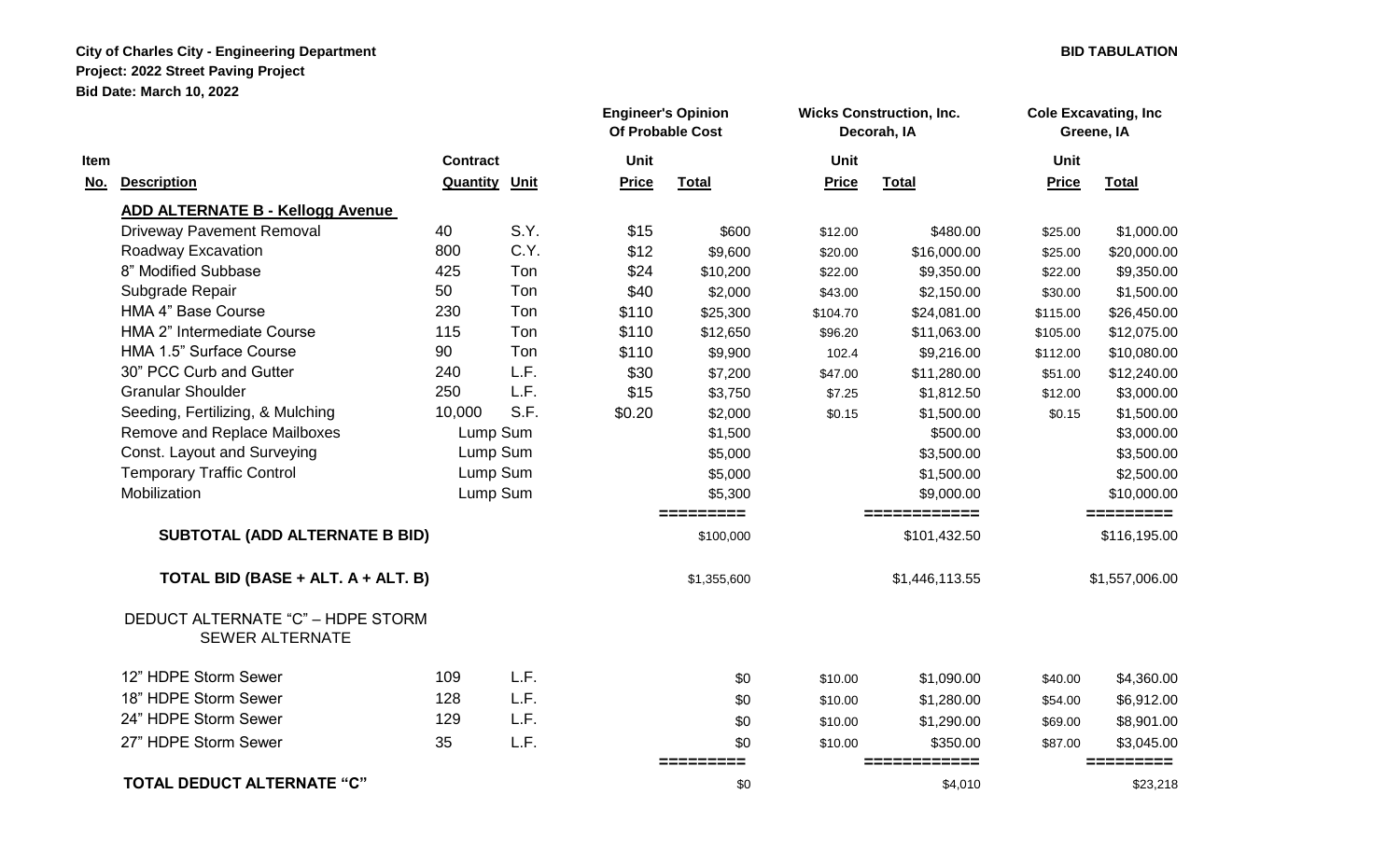**City of Charles City - Engineering Department**
**Project: 2022 Street Paving Project**
**Bid Date: March 10, 2022**

**BID TABULATION**

| Item No. | Description | Contract Quantity | Unit | Engineer's Opinion Of Probable Cost | | Wicks Construction, Inc. Decorah, IA | | Cole Excavating, Inc Greene, IA | |
|---|---|---|---|---|---|---|---|---|---|
| | | | | Unit Price | Total | Unit Price | Total | Unit Price | Total |
| | **ADD ALTERNATE B - Kellogg Avenue** | | | | | | | | |
| | Driveway Pavement Removal | 40 | S.Y. | $15 | $600 | $12.00 | $480.00 | $25.00 | $1,000.00 |
| | Roadway Excavation | 800 | C.Y. | $12 | $9,600 | $20.00 | $16,000.00 | $25.00 | $20,000.00 |
| | 8" Modified Subbase | 425 | Ton | $24 | $10,200 | $22.00 | $9,350.00 | $22.00 | $9,350.00 |
| | Subgrade Repair | 50 | Ton | $40 | $2,000 | $43.00 | $2,150.00 | $30.00 | $1,500.00 |
| | HMA 4" Base Course | 230 | Ton | $110 | $25,300 | $104.70 | $24,081.00 | $115.00 | $26,450.00 |
| | HMA 2" Intermediate Course | 115 | Ton | $110 | $12,650 | $96.20 | $11,063.00 | $105.00 | $12,075.00 |
| | HMA 1.5" Surface Course | 90 | Ton | $110 | $9,900 | 102.4 | $9,216.00 | $112.00 | $10,080.00 |
| | 30" PCC Curb and Gutter | 240 | L.F. | $30 | $7,200 | $47.00 | $11,280.00 | $51.00 | $12,240.00 |
| | Granular Shoulder | 250 | L.F. | $15 | $3,750 | $7.25 | $1,812.50 | $12.00 | $3,000.00 |
| | Seeding, Fertilizing, & Mulching | 10,000 | S.F. | $0.20 | $2,000 | $0.15 | $1,500.00 | $0.15 | $1,500.00 |
| | Remove and Replace Mailboxes | Lump Sum | | | $1,500 | | $500.00 | | $3,000.00 |
| | Const. Layout and Surveying | Lump Sum | | | $5,000 | | $3,500.00 | | $3,500.00 |
| | Temporary Traffic Control | Lump Sum | | | $5,000 | | $1,500.00 | | $2,500.00 |
| | Mobilization | Lump Sum | | | $5,300 | | $9,000.00 | | $10,000.00 |
| | **SUBTOTAL (ADD ALTERNATE B BID)** | | | | $100,000 | | $101,432.50 | | $116,195.00 |
| | **TOTAL BID (BASE + ALT. A + ALT. B)** | | | | $1,355,600 | | $1,446,113.55 | | $1,557,006.00 |
| | DEDUCT ALTERNATE "C" – HDPE STORM SEWER ALTERNATE | | | | | | | | |
| | 12" HDPE Storm Sewer | 109 | L.F. | | $0 | $10.00 | $1,090.00 | $40.00 | $4,360.00 |
| | 18" HDPE Storm Sewer | 128 | L.F. | | $0 | $10.00 | $1,280.00 | $54.00 | $6,912.00 |
| | 24" HDPE Storm Sewer | 129 | L.F. | | $0 | $10.00 | $1,290.00 | $69.00 | $8,901.00 |
| | 27" HDPE Storm Sewer | 35 | L.F. | | $0 | $10.00 | $350.00 | $87.00 | $3,045.00 |
| | **TOTAL DEDUCT ALTERNATE "C"** | | | | $0 | | $4,010 | | $23,218 |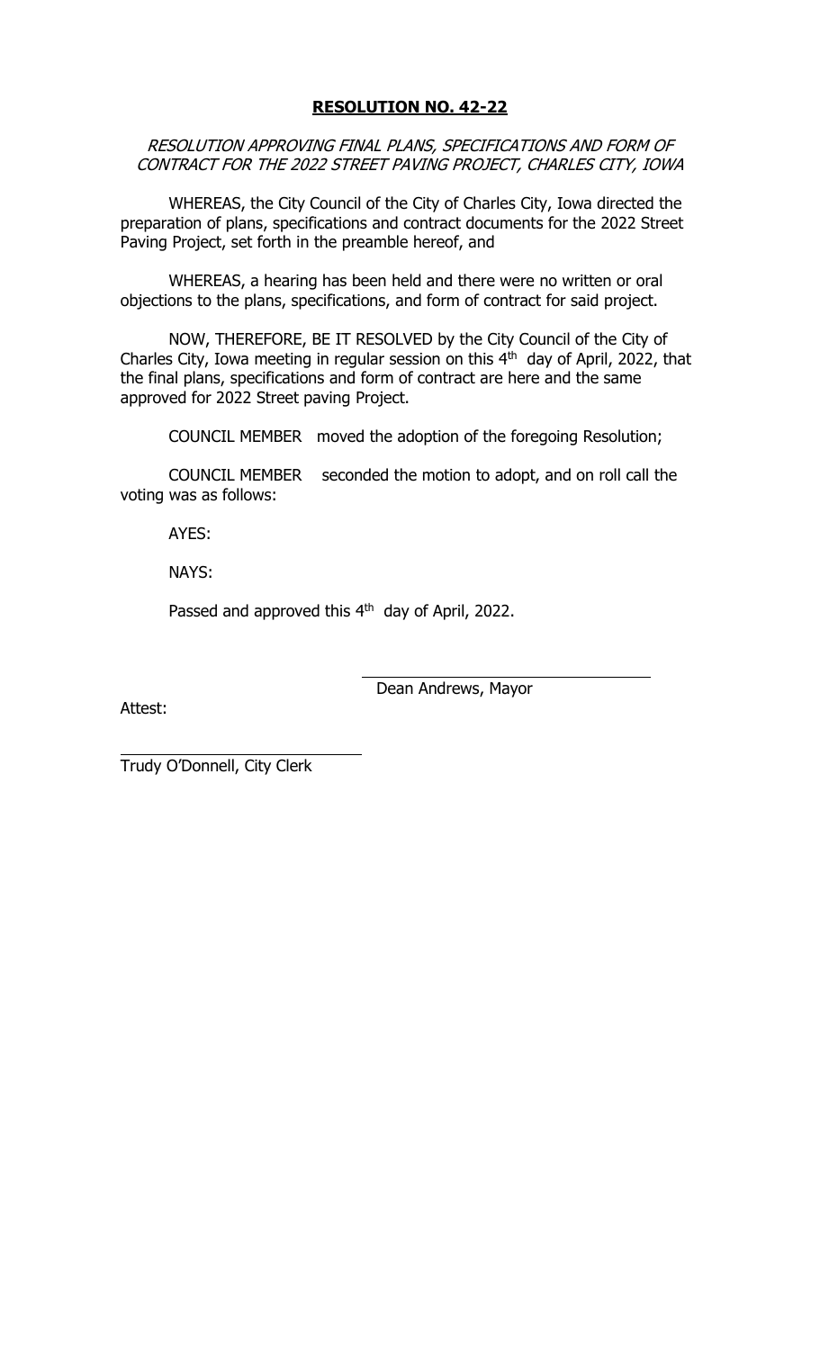**RESOLUTION NO. 42-22**

*RESOLUTION APPROVING FINAL PLANS, SPECIFICATIONS AND FORM OF CONTRACT FOR THE 2022 STREET PAVING PROJECT, CHARLES CITY, IOWA*

WHEREAS, the City Council of the City of Charles City, Iowa directed the preparation of plans, specifications and contract documents for the 2022 Street Paving Project, set forth in the preamble hereof, and

WHEREAS, a hearing has been held and there were no written or oral objections to the plans, specifications, and form of contract for said project.

NOW, THEREFORE, BE IT RESOLVED by the City Council of the City of Charles City, Iowa meeting in regular session on this 4th day of April, 2022, that the final plans, specifications and form of contract are here and the same approved for 2022 Street paving Project.

COUNCIL MEMBER moved the adoption of the foregoing Resolution;

COUNCIL MEMBER seconded the motion to adopt, and on roll call the voting was as follows:

AYES:

NAYS:

Passed and approved this 4th day of April, 2022.

Dean Andrews, Mayor

Attest:

Trudy O'Donnell, City Clerk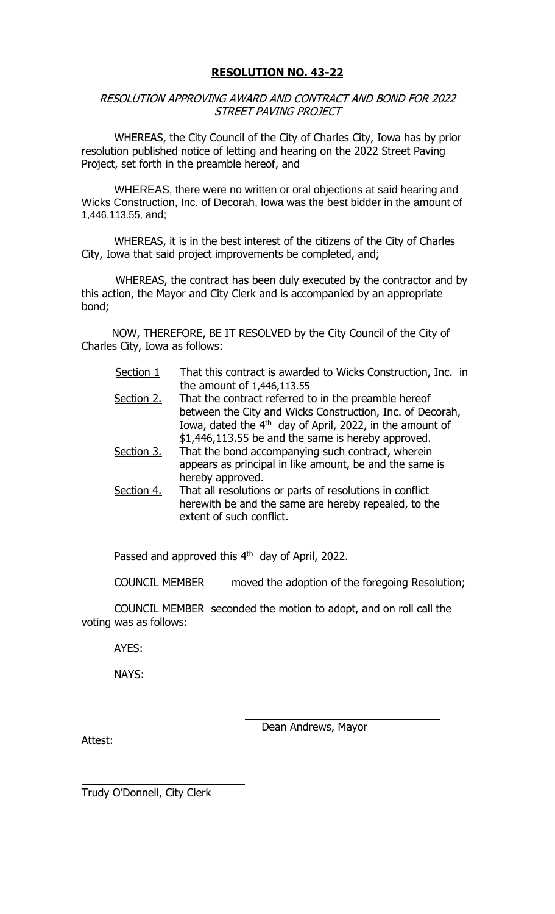# RESOLUTION NO. 43-22

*RESOLUTION APPROVING AWARD AND CONTRACT AND BOND FOR 2022 STREET PAVING PROJECT*

WHEREAS, the City Council of the City of Charles City, Iowa has by prior resolution published notice of letting and hearing on the 2022 Street Paving Project, set forth in the preamble hereof, and

WHEREAS, there were no written or oral objections at said hearing and Wicks Construction, Inc. of Decorah, Iowa was the best bidder in the amount of 1,446,113.55, and;

WHEREAS, it is in the best interest of the citizens of the City of Charles City, Iowa that said project improvements be completed, and;

WHEREAS, the contract has been duly executed by the contractor and by this action, the Mayor and City Clerk and is accompanied by an appropriate bond;

NOW, THEREFORE, BE IT RESOLVED by the City Council of the City of Charles City, Iowa as follows:

| | |
|---|---|
| Section 1 | That this contract is awarded to Wicks Construction, Inc. in the amount of 1,446,113.55 |
| Section 2. | That the contract referred to in the preamble hereof between the City and Wicks Construction, Inc. of Decorah, Iowa, dated the 4th day of April, 2022, in the amount of $1,446,113.55 be and the same is hereby approved. |
| Section 3. | That the bond accompanying such contract, wherein appears as principal in like amount, be and the same is hereby approved. |
| Section 4. | That all resolutions or parts of resolutions in conflict herewith be and the same are hereby repealed, to the extent of such conflict. |

Passed and approved this 4th day of April, 2022.

COUNCIL MEMBER moved the adoption of the foregoing Resolution;

COUNCIL MEMBER seconded the motion to adopt, and on roll call the voting was as follows:

AYES:

NAYS:

\_\_\_\_\_\_\_\_\_\_\_\_\_\_\_\_\_\_\_\_\_\_\_\_\_\_\_\_\_\_
Dean Andrews, Mayor

Attest:

\_\_\_\_\_\_\_\_\_\_\_\_\_\_\_\_\_\_\_\_\_\_\_\_\_\_\_\_\_\_
Trudy O'Donnell, City Clerk